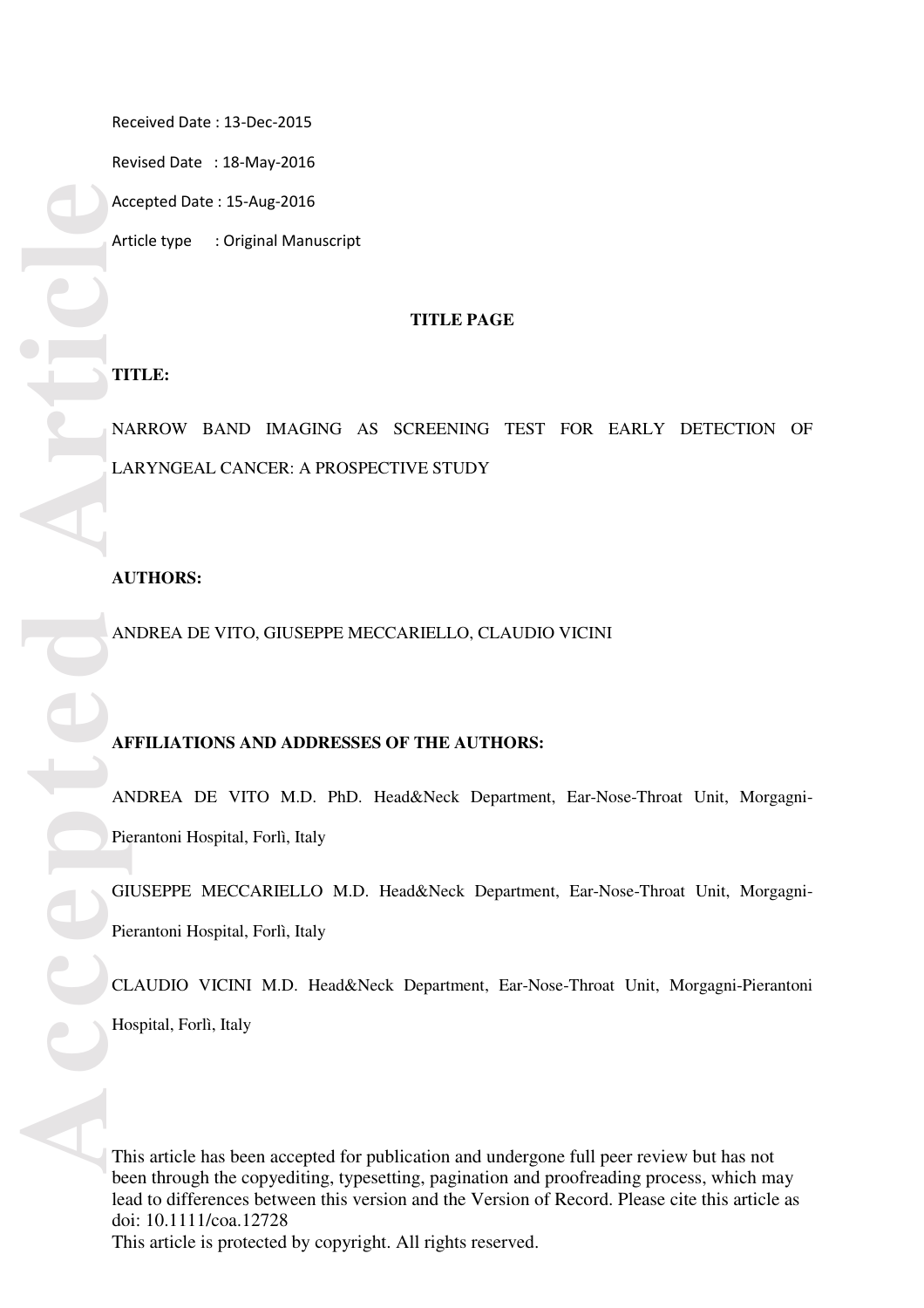Received Date : 13-Dec-2015

Revised Date : 18-May-2016

Accepted Date : 15-Aug-2016

Article type : Original Manuscript

**TITLE PAGE**

**TITLE:**

NARROW BAND IMAGING AS SCREENING TEST FOR EARLY DETECTION OF LARYNGEAL CANCER: A PROSPECTIVE STUDY

**AUTHORS:**

ANDREA DE VITO, GIUSEPPE MECCARIELLO, CLAUDIO VICINI

**AFFILIATIONS AND ADDRESSES OF THE AUTHORS:**

ANDREA DE VITO M.D. PhD. Head&Neck Department, Ear-Nose-Throat Unit, Morgagni-Pierantoni Hospital, Forlì, Italy

GIUSEPPE MECCARIELLO M.D. Head&Neck Department, Ear-Nose-Throat Unit, Morgagni-Pierantoni Hospital, Forlì, Italy

CLAUDIO VICINI M.D. Head&Neck Department, Ear-Nose-Throat Unit, Morgagni-Pierantoni Hospital, Forlì, Italy

This article has been accepted for publication and undergone full peer review but has not been through the copyediting, typesetting, pagination and proofreading process, which may lead to differences between this version and the Version of Record. Please cite this article as doi: 10.1111/coa.12728

This article is protected by copyright. All rights reserved.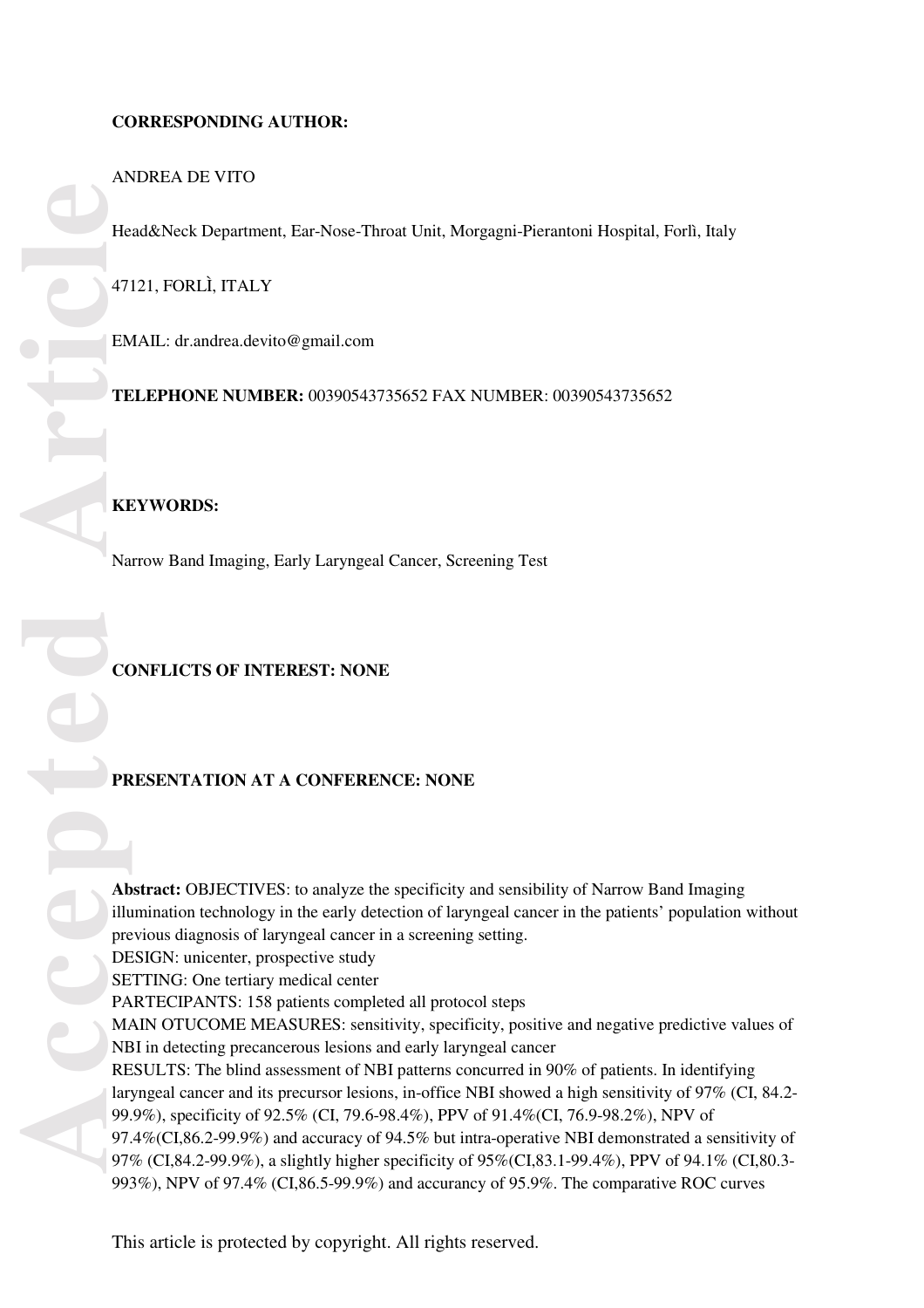**CORRESPONDING AUTHOR:**

ANDREA DE VITO

Head&Neck Department, Ear-Nose-Throat Unit, Morgagni-Pierantoni Hospital, Forlì, Italy

47121, FORLÌ, ITALY

EMAIL: dr.andrea.devito@gmail.com

**TELEPHONE NUMBER:** 00390543735652 FAX NUMBER: 00390543735652

**KEYWORDS:**

Narrow Band Imaging, Early Laryngeal Cancer, Screening Test

**CONFLICTS OF INTEREST: NONE**

**PRESENTATION AT A CONFERENCE: NONE**

**Abstract:** OBJECTIVES: to analyze the specificity and sensibility of Narrow Band Imaging illumination technology in the early detection of laryngeal cancer in the patients' population without previous diagnosis of laryngeal cancer in a screening setting.
DESIGN: unicenter, prospective study
SETTING: One tertiary medical center
PARTECIPANTS: 158 patients completed all protocol steps
MAIN OTUCOME MEASURES: sensitivity, specificity, positive and negative predictive values of NBI in detecting precancerous lesions and early laryngeal cancer
RESULTS: The blind assessment of NBI patterns concurred in 90% of patients. In identifying laryngeal cancer and its precursor lesions, in-office NBI showed a high sensitivity of 97% (CI, 84.2-99.9%), specificity of 92.5% (CI, 79.6-98.4%), PPV of 91.4%(CI, 76.9-98.2%), NPV of 97.4%(CI,86.2-99.9%) and accuracy of 94.5% but intra-operative NBI demonstrated a sensitivity of 97% (CI,84.2-99.9%), a slightly higher specificity of 95%(CI,83.1-99.4%), PPV of 94.1% (CI,80.3-993%), NPV of 97.4% (CI,86.5-99.9%) and accurancy of 95.9%. The comparative ROC curves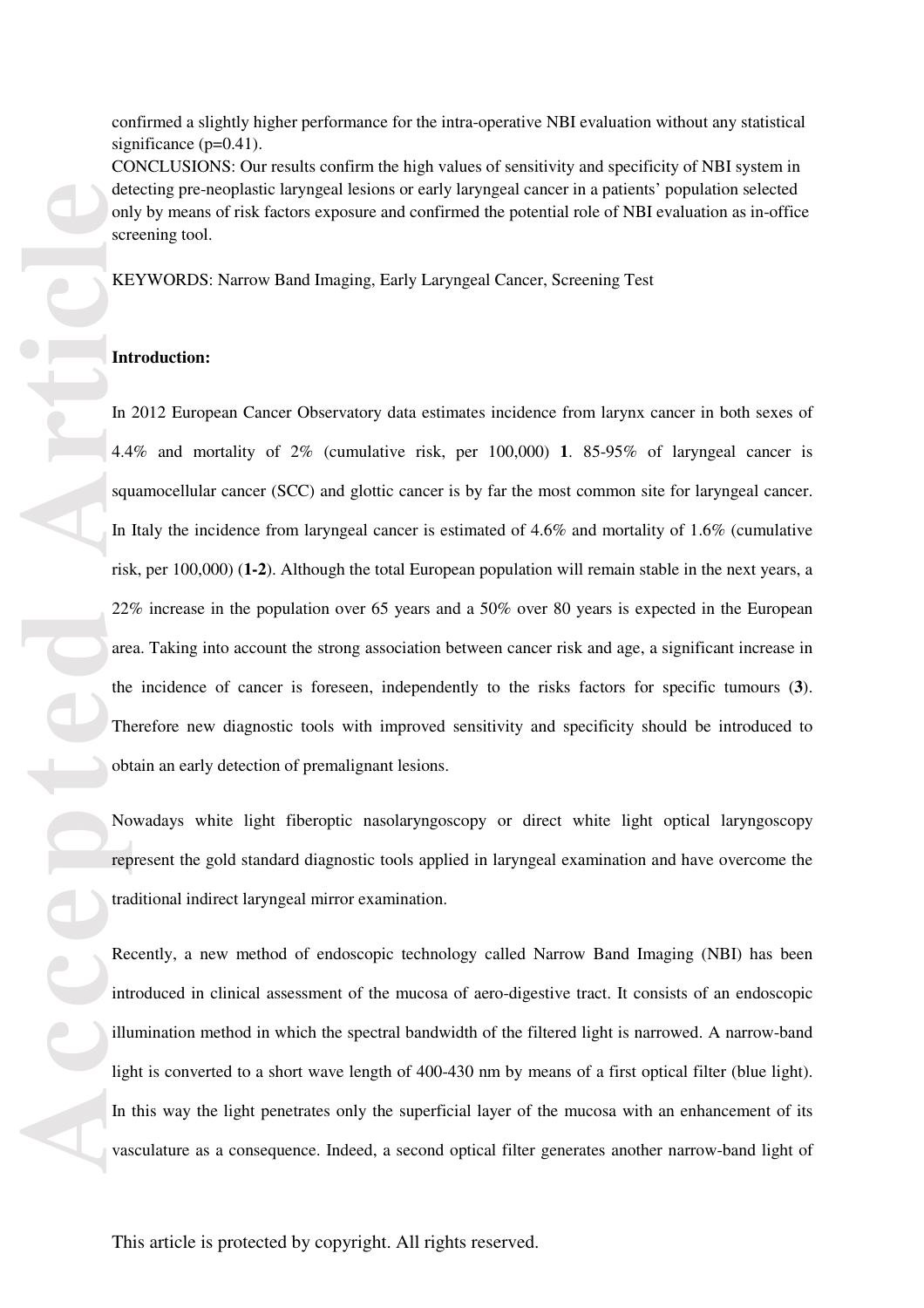confirmed a slightly higher performance for the intra-operative NBI evaluation without any statistical significance (p=0.41).

CONCLUSIONS: Our results confirm the high values of sensitivity and specificity of NBI system in detecting pre-neoplastic laryngeal lesions or early laryngeal cancer in a patients' population selected only by means of risk factors exposure and confirmed the potential role of NBI evaluation as in-office screening tool.

KEYWORDS: Narrow Band Imaging, Early Laryngeal Cancer, Screening Test

**Introduction:**

In 2012 European Cancer Observatory data estimates incidence from larynx cancer in both sexes of 4.4% and mortality of 2% (cumulative risk, per 100,000) **1**. 85-95% of laryngeal cancer is squamocellular cancer (SCC) and glottic cancer is by far the most common site for laryngeal cancer. In Italy the incidence from laryngeal cancer is estimated of 4.6% and mortality of 1.6% (cumulative risk, per 100,000) (**1-2**). Although the total European population will remain stable in the next years, a 22% increase in the population over 65 years and a 50% over 80 years is expected in the European area. Taking into account the strong association between cancer risk and age, a significant increase in the incidence of cancer is foreseen, independently to the risks factors for specific tumours (**3**). Therefore new diagnostic tools with improved sensitivity and specificity should be introduced to obtain an early detection of premalignant lesions.

Nowadays white light fiberoptic nasolaryngoscopy or direct white light optical laryngoscopy represent the gold standard diagnostic tools applied in laryngeal examination and have overcome the traditional indirect laryngeal mirror examination.

Recently, a new method of endoscopic technology called Narrow Band Imaging (NBI) has been introduced in clinical assessment of the mucosa of aero-digestive tract. It consists of an endoscopic illumination method in which the spectral bandwidth of the filtered light is narrowed. A narrow-band light is converted to a short wave length of 400-430 nm by means of a first optical filter (blue light). In this way the light penetrates only the superficial layer of the mucosa with an enhancement of its vasculature as a consequence. Indeed, a second optical filter generates another narrow-band light of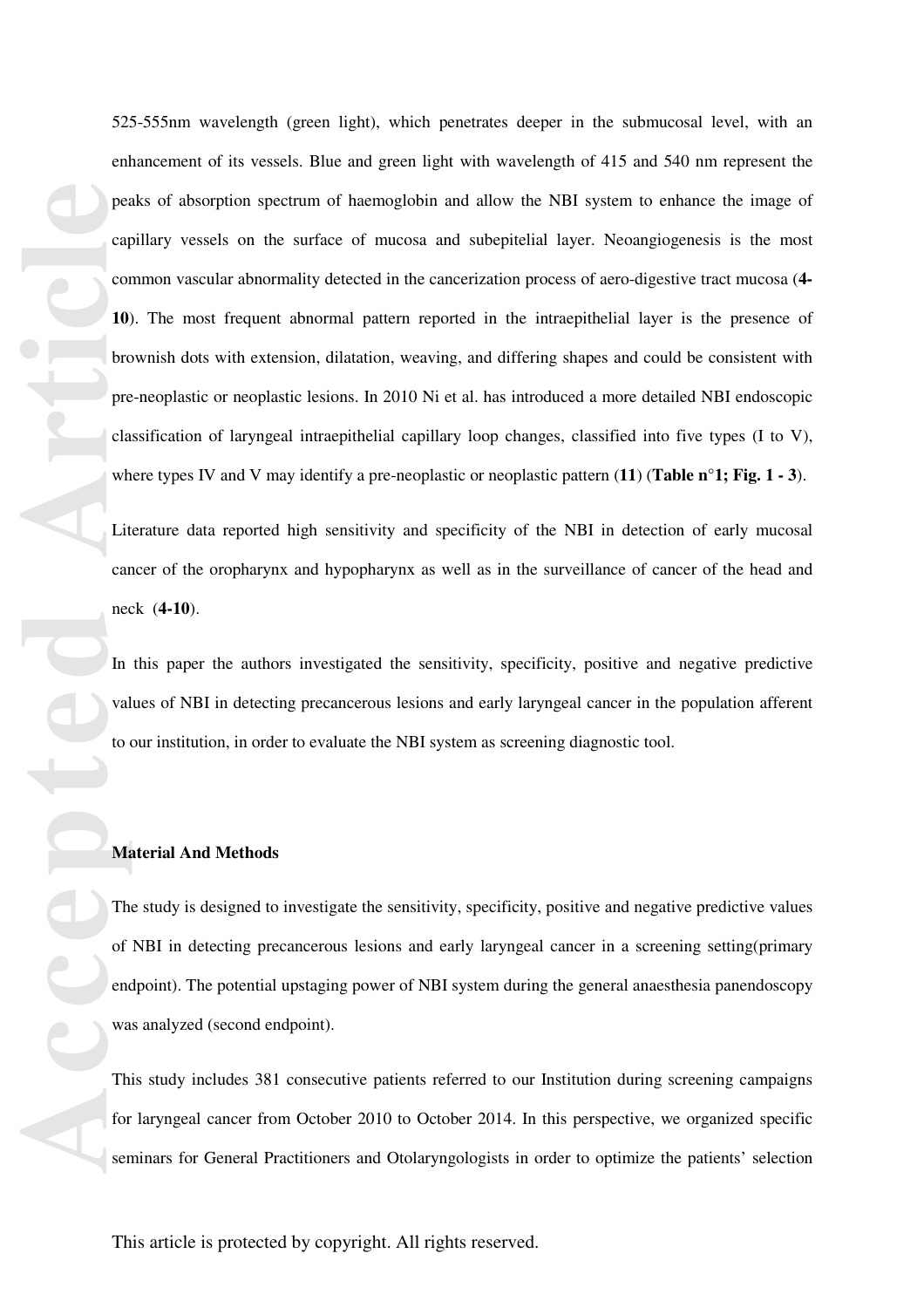525-555nm wavelength (green light), which penetrates deeper in the submucosal level, with an enhancement of its vessels. Blue and green light with wavelength of 415 and 540 nm represent the peaks of absorption spectrum of haemoglobin and allow the NBI system to enhance the image of capillary vessels on the surface of mucosa and subepitelial layer. Neoangiogenesis is the most common vascular abnormality detected in the cancerization process of aero-digestive tract mucosa (**4-10**). The most frequent abnormal pattern reported in the intraepithelial layer is the presence of brownish dots with extension, dilatation, weaving, and differing shapes and could be consistent with pre-neoplastic or neoplastic lesions. In 2010 Ni et al. has introduced a more detailed NBI endoscopic classification of laryngeal intraepithelial capillary loop changes, classified into five types (I to V), where types IV and V may identify a pre-neoplastic or neoplastic pattern (**11**) (**Table n°1; Fig. 1 - 3**).

Literature data reported high sensitivity and specificity of the NBI in detection of early mucosal cancer of the oropharynx and hypopharynx as well as in the surveillance of cancer of the head and neck (**4-10**).

In this paper the authors investigated the sensitivity, specificity, positive and negative predictive values of NBI in detecting precancerous lesions and early laryngeal cancer in the population afferent to our institution, in order to evaluate the NBI system as screening diagnostic tool.

## Material And Methods

The study is designed to investigate the sensitivity, specificity, positive and negative predictive values of NBI in detecting precancerous lesions and early laryngeal cancer in a screening setting(primary endpoint). The potential upstaging power of NBI system during the general anaesthesia panendoscopy was analyzed (second endpoint).

This study includes 381 consecutive patients referred to our Institution during screening campaigns for laryngeal cancer from October 2010 to October 2014. In this perspective, we organized specific seminars for General Practitioners and Otolaryngologists in order to optimize the patients' selection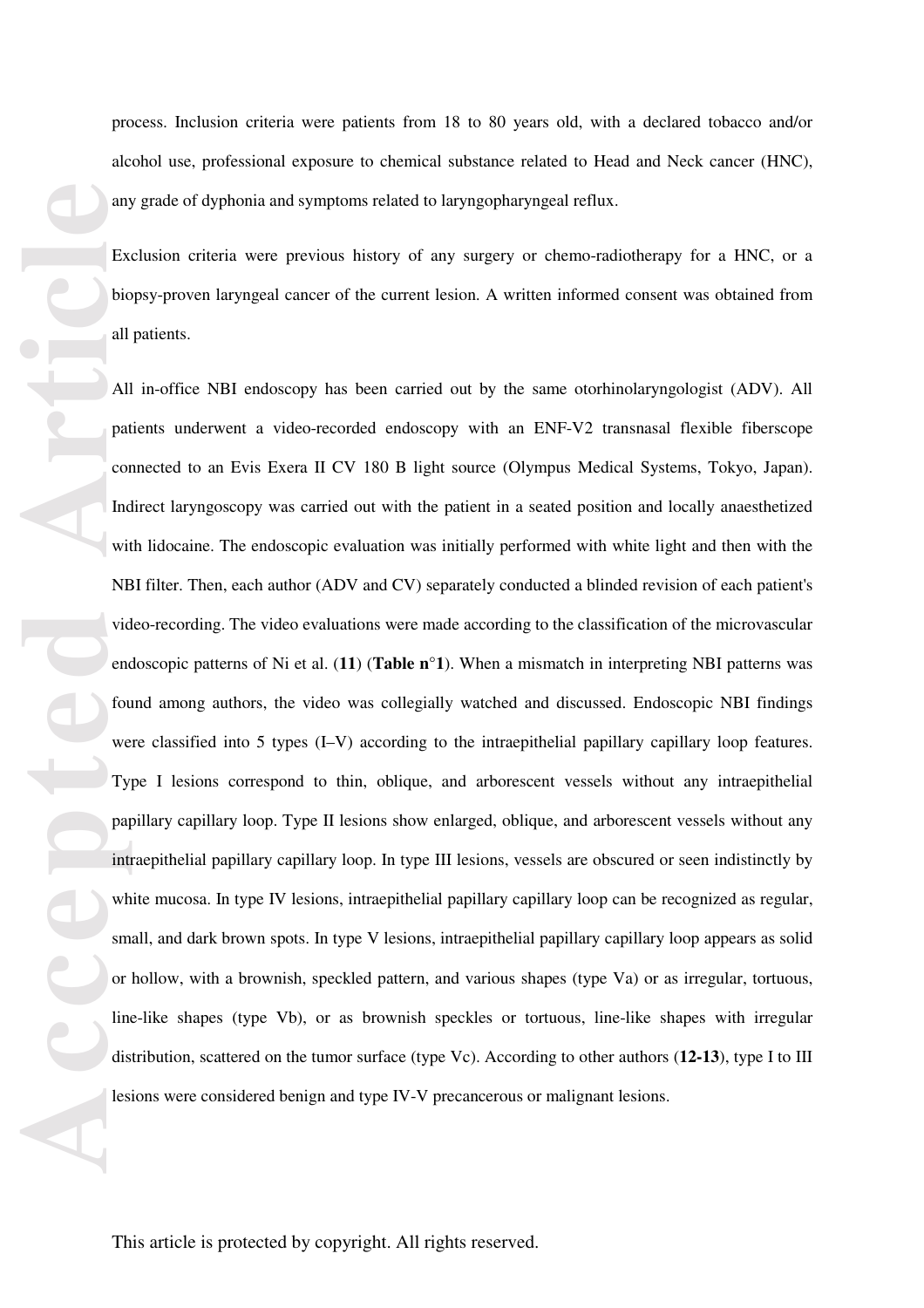process. Inclusion criteria were patients from 18 to 80 years old, with a declared tobacco and/or alcohol use, professional exposure to chemical substance related to Head and Neck cancer (HNC), any grade of dyphonia and symptoms related to laryngopharyngeal reflux.

Exclusion criteria were previous history of any surgery or chemo-radiotherapy for a HNC, or a biopsy-proven laryngeal cancer of the current lesion. A written informed consent was obtained from all patients.

All in-office NBI endoscopy has been carried out by the same otorhinolaryngologist (ADV). All patients underwent a video-recorded endoscopy with an ENF-V2 transnasal flexible fiberscope connected to an Evis Exera II CV 180 B light source (Olympus Medical Systems, Tokyo, Japan). Indirect laryngoscopy was carried out with the patient in a seated position and locally anaesthetized with lidocaine. The endoscopic evaluation was initially performed with white light and then with the NBI filter. Then, each author (ADV and CV) separately conducted a blinded revision of each patient's video-recording. The video evaluations were made according to the classification of the microvascular endoscopic patterns of Ni et al. (**11**) (**Table n°1**). When a mismatch in interpreting NBI patterns was found among authors, the video was collegially watched and discussed. Endoscopic NBI findings were classified into 5 types (I–V) according to the intraepithelial papillary capillary loop features. Type I lesions correspond to thin, oblique, and arborescent vessels without any intraepithelial papillary capillary loop. Type II lesions show enlarged, oblique, and arborescent vessels without any intraepithelial papillary capillary loop. In type III lesions, vessels are obscured or seen indistinctly by white mucosa. In type IV lesions, intraepithelial papillary capillary loop can be recognized as regular, small, and dark brown spots. In type V lesions, intraepithelial papillary capillary loop appears as solid or hollow, with a brownish, speckled pattern, and various shapes (type Va) or as irregular, tortuous, line-like shapes (type Vb), or as brownish speckles or tortuous, line-like shapes with irregular distribution, scattered on the tumor surface (type Vc). According to other authors (**12-13**), type I to III lesions were considered benign and type IV-V precancerous or malignant lesions.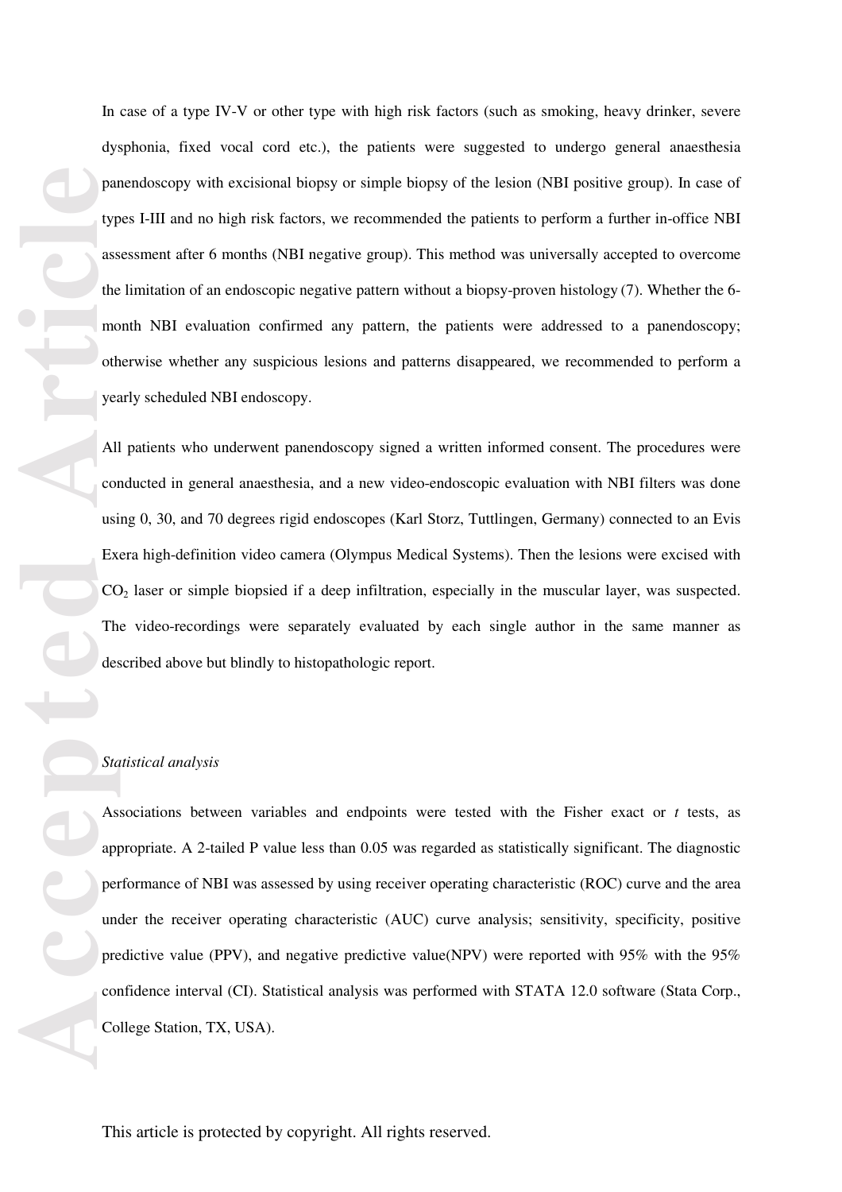In case of a type IV-V or other type with high risk factors (such as smoking, heavy drinker, severe dysphonia, fixed vocal cord etc.), the patients were suggested to undergo general anaesthesia panendoscopy with excisional biopsy or simple biopsy of the lesion (NBI positive group). In case of types I-III and no high risk factors, we recommended the patients to perform a further in-office NBI assessment after 6 months (NBI negative group). This method was universally accepted to overcome the limitation of an endoscopic negative pattern without a biopsy-proven histology (7). Whether the 6-month NBI evaluation confirmed any pattern, the patients were addressed to a panendoscopy; otherwise whether any suspicious lesions and patterns disappeared, we recommended to perform a yearly scheduled NBI endoscopy.

All patients who underwent panendoscopy signed a written informed consent. The procedures were conducted in general anaesthesia, and a new video-endoscopic evaluation with NBI filters was done using 0, 30, and 70 degrees rigid endoscopes (Karl Storz, Tuttlingen, Germany) connected to an Evis Exera high-definition video camera (Olympus Medical Systems). Then the lesions were excised with $CO_2$ laser or simple biopsied if a deep infiltration, especially in the muscular layer, was suspected. The video-recordings were separately evaluated by each single author in the same manner as described above but blindly to histopathologic report.

*Statistical analysis*

Associations between variables and endpoints were tested with the Fisher exact or *t* tests, as appropriate. A 2-tailed P value less than 0.05 was regarded as statistically significant. The diagnostic performance of NBI was assessed by using receiver operating characteristic (ROC) curve and the area under the receiver operating characteristic (AUC) curve analysis; sensitivity, specificity, positive predictive value (PPV), and negative predictive value(NPV) were reported with 95% with the 95% confidence interval (CI). Statistical analysis was performed with STATA 12.0 software (Stata Corp., College Station, TX, USA).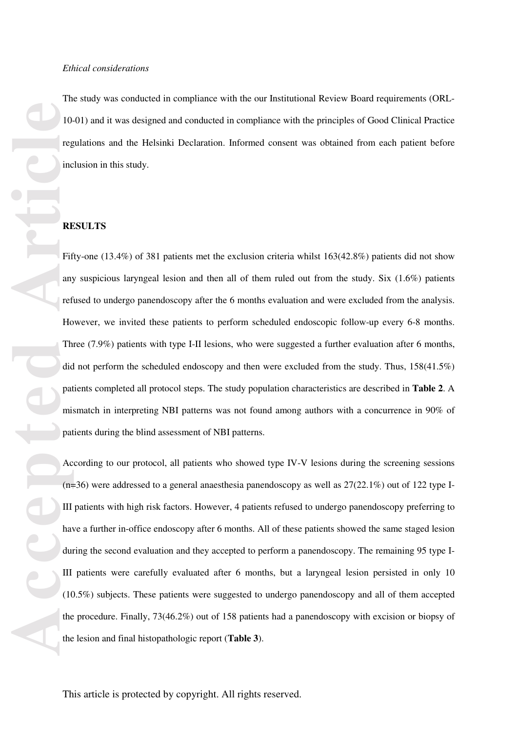*Ethical considerations*

The study was conducted in compliance with the our Institutional Review Board requirements (ORL-10-01) and it was designed and conducted in compliance with the principles of Good Clinical Practice regulations and the Helsinki Declaration. Informed consent was obtained from each patient before inclusion in this study.

**RESULTS**

Fifty-one (13.4%) of 381 patients met the exclusion criteria whilst 163(42.8%) patients did not show any suspicious laryngeal lesion and then all of them ruled out from the study. Six (1.6%) patients refused to undergo panendoscopy after the 6 months evaluation and were excluded from the analysis. However, we invited these patients to perform scheduled endoscopic follow-up every 6-8 months. Three (7.9%) patients with type I-II lesions, who were suggested a further evaluation after 6 months, did not perform the scheduled endoscopy and then were excluded from the study. Thus, 158(41.5%) patients completed all protocol steps. The study population characteristics are described in **Table 2**. A mismatch in interpreting NBI patterns was not found among authors with a concurrence in 90% of patients during the blind assessment of NBI patterns.

According to our protocol, all patients who showed type IV-V lesions during the screening sessions (n=36) were addressed to a general anaesthesia panendoscopy as well as 27(22.1%) out of 122 type I-III patients with high risk factors. However, 4 patients refused to undergo panendoscopy preferring to have a further in-office endoscopy after 6 months. All of these patients showed the same staged lesion during the second evaluation and they accepted to perform a panendoscopy. The remaining 95 type I-III patients were carefully evaluated after 6 months, but a laryngeal lesion persisted in only 10 (10.5%) subjects. These patients were suggested to undergo panendoscopy and all of them accepted the procedure. Finally, 73(46.2%) out of 158 patients had a panendoscopy with excision or biopsy of the lesion and final histopathologic report (**Table 3**).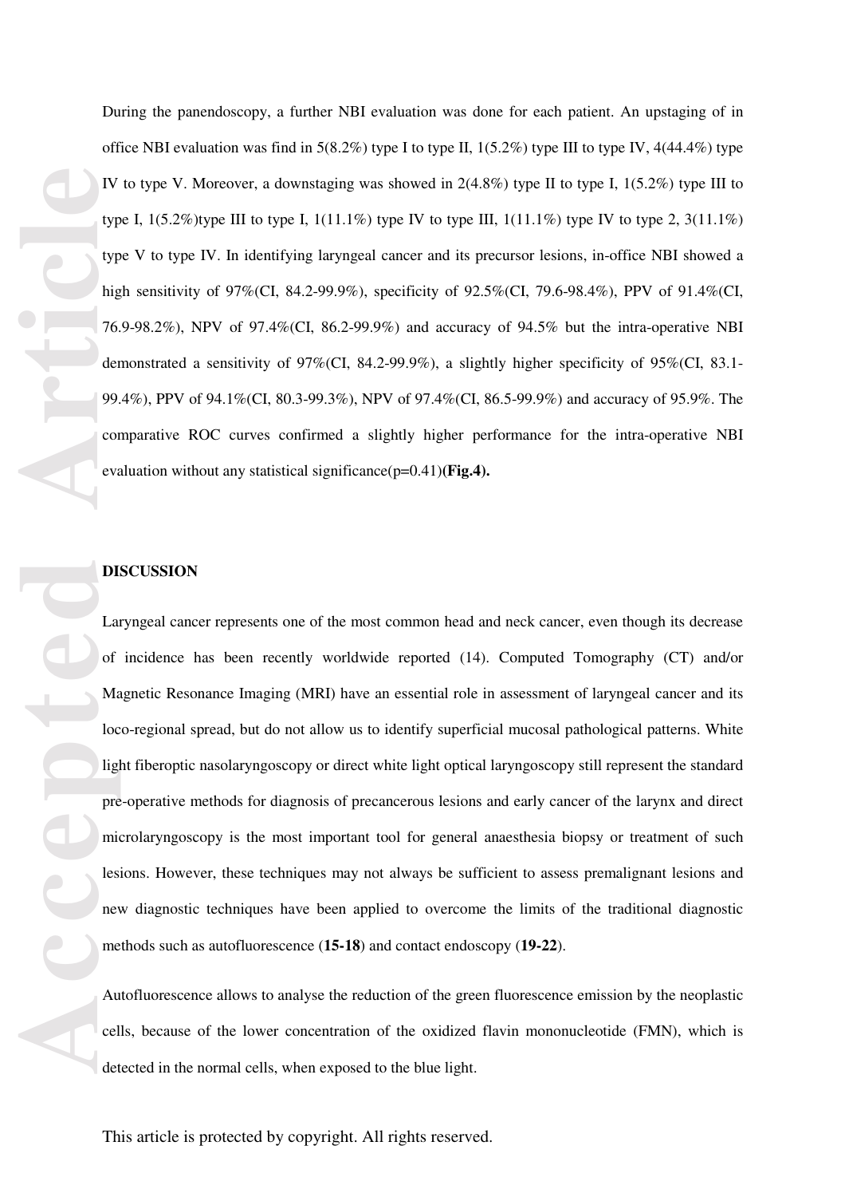During the panendoscopy, a further NBI evaluation was done for each patient. An upstaging of in office NBI evaluation was find in 5(8.2%) type I to type II, 1(5.2%) type III to type IV, 4(44.4%) type IV to type V. Moreover, a downstaging was showed in 2(4.8%) type II to type I, 1(5.2%) type III to type I, 1(5.2%)type III to type I, 1(11.1%) type IV to type III, 1(11.1%) type IV to type 2, 3(11.1%) type V to type IV. In identifying laryngeal cancer and its precursor lesions, in-office NBI showed a high sensitivity of 97%(CI, 84.2-99.9%), specificity of 92.5%(CI, 79.6-98.4%), PPV of 91.4%(CI, 76.9-98.2%), NPV of 97.4%(CI, 86.2-99.9%) and accuracy of 94.5% but the intra-operative NBI demonstrated a sensitivity of 97%(CI, 84.2-99.9%), a slightly higher specificity of 95%(CI, 83.1-99.4%), PPV of 94.1%(CI, 80.3-99.3%), NPV of 97.4%(CI, 86.5-99.9%) and accuracy of 95.9%. The comparative ROC curves confirmed a slightly higher performance for the intra-operative NBI evaluation without any statistical significance(p=0.41)**(Fig.4).**

## DISCUSSION

Laryngeal cancer represents one of the most common head and neck cancer, even though its decrease of incidence has been recently worldwide reported (14). Computed Tomography (CT) and/or Magnetic Resonance Imaging (MRI) have an essential role in assessment of laryngeal cancer and its loco-regional spread, but do not allow us to identify superficial mucosal pathological patterns. White light fiberoptic nasolaryngoscopy or direct white light optical laryngoscopy still represent the standard pre-operative methods for diagnosis of precancerous lesions and early cancer of the larynx and direct microlaryngoscopy is the most important tool for general anaesthesia biopsy or treatment of such lesions. However, these techniques may not always be sufficient to assess premalignant lesions and new diagnostic techniques have been applied to overcome the limits of the traditional diagnostic methods such as autofluorescence (**15-18**) and contact endoscopy (**19-22**).

Autofluorescence allows to analyse the reduction of the green fluorescence emission by the neoplastic cells, because of the lower concentration of the oxidized flavin mononucleotide (FMN), which is detected in the normal cells, when exposed to the blue light.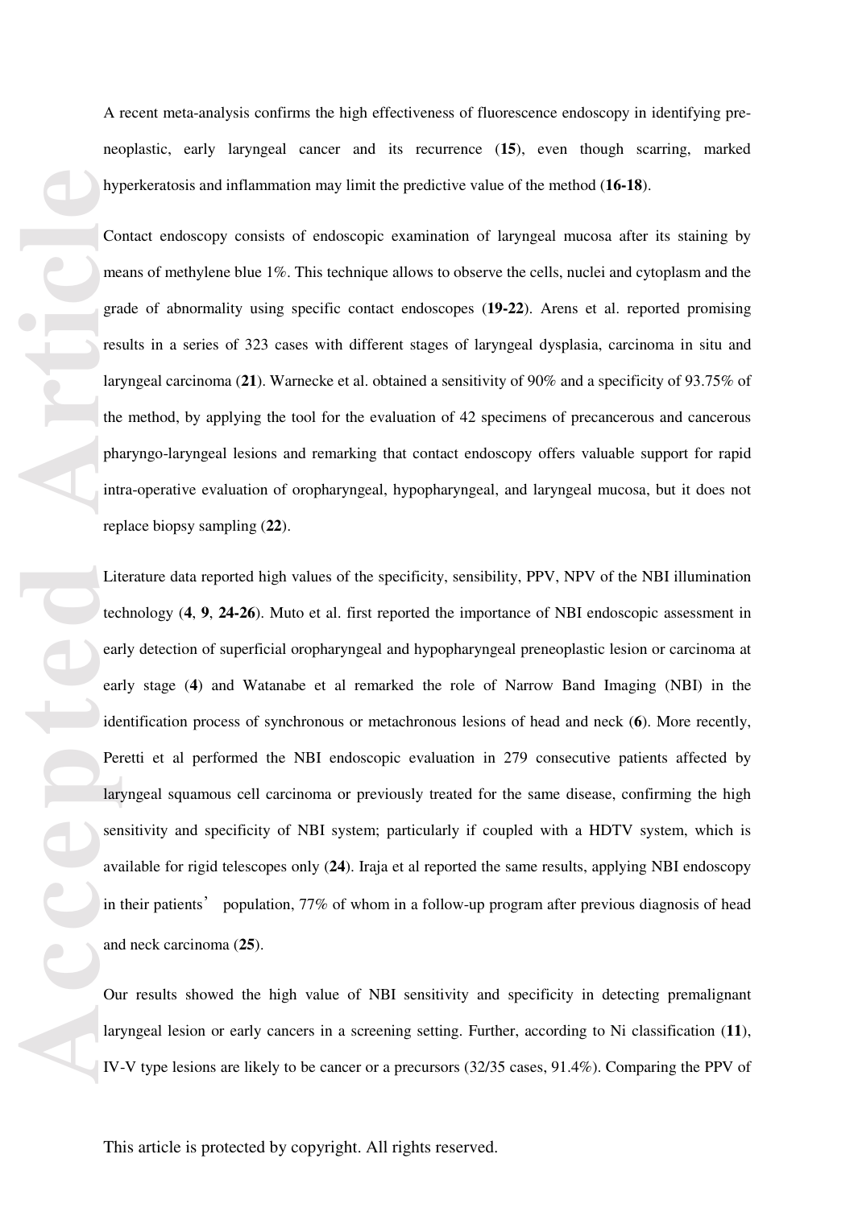A recent meta-analysis confirms the high effectiveness of fluorescence endoscopy in identifying pre-neoplastic, early laryngeal cancer and its recurrence (**15**), even though scarring, marked hyperkeratosis and inflammation may limit the predictive value of the method (**16-18**).

Contact endoscopy consists of endoscopic examination of laryngeal mucosa after its staining by means of methylene blue 1%. This technique allows to observe the cells, nuclei and cytoplasm and the grade of abnormality using specific contact endoscopes (**19-22**). Arens et al. reported promising results in a series of 323 cases with different stages of laryngeal dysplasia, carcinoma in situ and laryngeal carcinoma (**21**). Warnecke et al. obtained a sensitivity of 90% and a specificity of 93.75% of the method, by applying the tool for the evaluation of 42 specimens of precancerous and cancerous pharyngo-laryngeal lesions and remarking that contact endoscopy offers valuable support for rapid intra-operative evaluation of oropharyngeal, hypopharyngeal, and laryngeal mucosa, but it does not replace biopsy sampling (**22**).

Literature data reported high values of the specificity, sensibility, PPV, NPV of the NBI illumination technology (**4**, **9**, **24-26**). Muto et al. first reported the importance of NBI endoscopic assessment in early detection of superficial oropharyngeal and hypopharyngeal preneoplastic lesion or carcinoma at early stage (**4**) and Watanabe et al remarked the role of Narrow Band Imaging (NBI) in the identification process of synchronous or metachronous lesions of head and neck (**6**). More recently, Peretti et al performed the NBI endoscopic evaluation in 279 consecutive patients affected by laryngeal squamous cell carcinoma or previously treated for the same disease, confirming the high sensitivity and specificity of NBI system; particularly if coupled with a HDTV system, which is available for rigid telescopes only (**24**). Iraja et al reported the same results, applying NBI endoscopy in their patients' population, 77% of whom in a follow-up program after previous diagnosis of head and neck carcinoma (**25**).

Our results showed the high value of NBI sensitivity and specificity in detecting premalignant laryngeal lesion or early cancers in a screening setting. Further, according to Ni classification (**11**), IV-V type lesions are likely to be cancer or a precursors (32/35 cases, 91.4%). Comparing the PPV of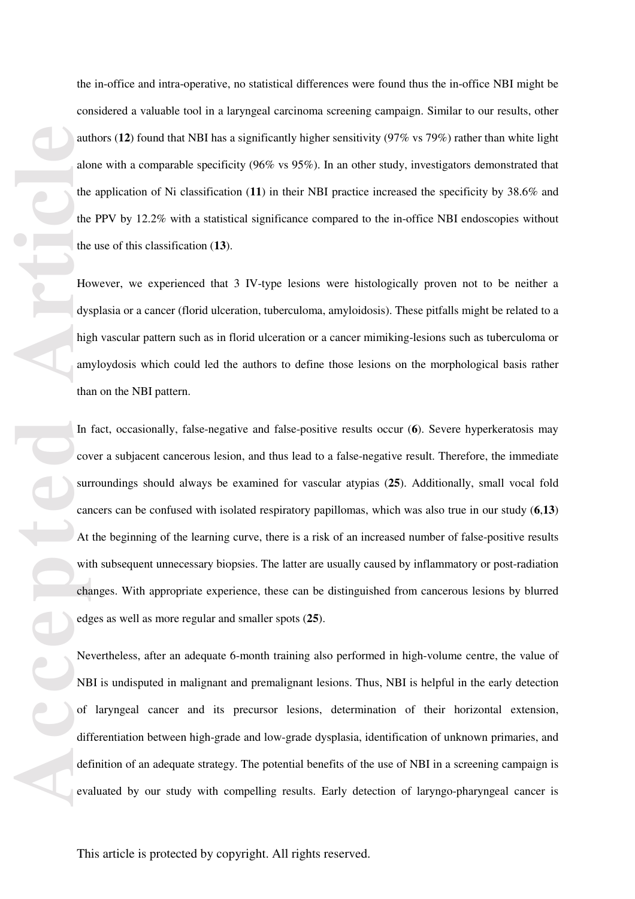the in-office and intra-operative, no statistical differences were found thus the in-office NBI might be considered a valuable tool in a laryngeal carcinoma screening campaign. Similar to our results, other authors (**12**) found that NBI has a significantly higher sensitivity (97% vs 79%) rather than white light alone with a comparable specificity (96% vs 95%). In an other study, investigators demonstrated that the application of Ni classification (**11**) in their NBI practice increased the specificity by 38.6% and the PPV by 12.2% with a statistical significance compared to the in-office NBI endoscopies without the use of this classification (**13**).

However, we experienced that 3 IV-type lesions were histologically proven not to be neither a dysplasia or a cancer (florid ulceration, tuberculoma, amyloidosis). These pitfalls might be related to a high vascular pattern such as in florid ulceration or a cancer mimiking-lesions such as tuberculoma or amyloydosis which could led the authors to define those lesions on the morphological basis rather than on the NBI pattern.

In fact, occasionally, false-negative and false-positive results occur (**6**). Severe hyperkeratosis may cover a subjacent cancerous lesion, and thus lead to a false-negative result. Therefore, the immediate surroundings should always be examined for vascular atypias (**25**). Additionally, small vocal fold cancers can be confused with isolated respiratory papillomas, which was also true in our study (**6**,**13**) At the beginning of the learning curve, there is a risk of an increased number of false-positive results with subsequent unnecessary biopsies. The latter are usually caused by inflammatory or post-radiation changes. With appropriate experience, these can be distinguished from cancerous lesions by blurred edges as well as more regular and smaller spots (**25**).

Nevertheless, after an adequate 6-month training also performed in high-volume centre, the value of NBI is undisputed in malignant and premalignant lesions. Thus, NBI is helpful in the early detection of laryngeal cancer and its precursor lesions, determination of their horizontal extension, differentiation between high-grade and low-grade dysplasia, identification of unknown primaries, and definition of an adequate strategy. The potential benefits of the use of NBI in a screening campaign is evaluated by our study with compelling results. Early detection of laryngo-pharyngeal cancer is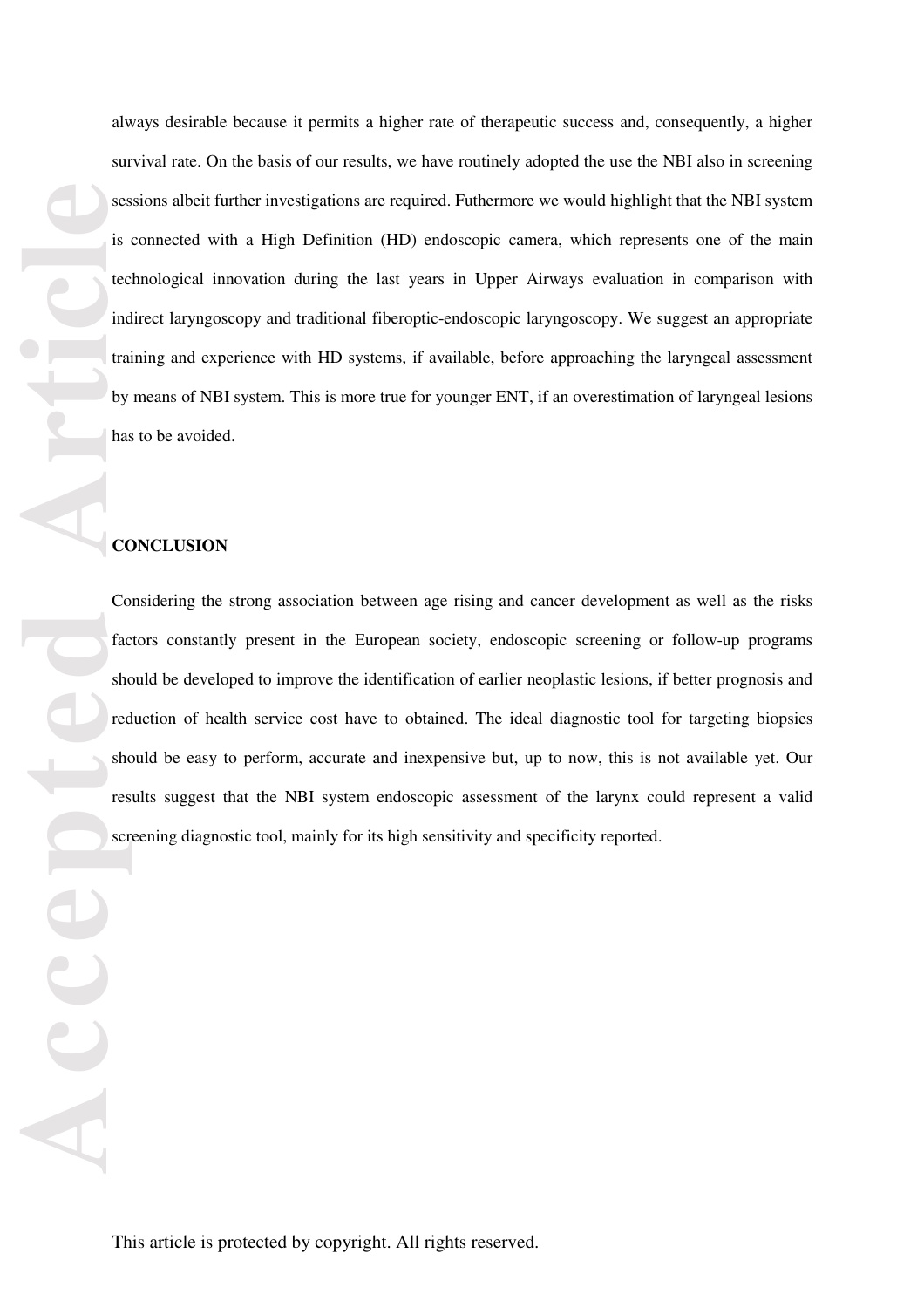always desirable because it permits a higher rate of therapeutic success and, consequently, a higher survival rate. On the basis of our results, we have routinely adopted the use the NBI also in screening sessions albeit further investigations are required. Futhermore we would highlight that the NBI system is connected with a High Definition (HD) endoscopic camera, which represents one of the main technological innovation during the last years in Upper Airways evaluation in comparison with indirect laryngoscopy and traditional fiberoptic-endoscopic laryngoscopy. We suggest an appropriate training and experience with HD systems, if available, before approaching the laryngeal assessment by means of NBI system. This is more true for younger ENT, if an overestimation of laryngeal lesions has to be avoided.

**CONCLUSION**

Considering the strong association between age rising and cancer development as well as the risks factors constantly present in the European society, endoscopic screening or follow-up programs should be developed to improve the identification of earlier neoplastic lesions, if better prognosis and reduction of health service cost have to obtained. The ideal diagnostic tool for targeting biopsies should be easy to perform, accurate and inexpensive but, up to now, this is not available yet. Our results suggest that the NBI system endoscopic assessment of the larynx could represent a valid screening diagnostic tool, mainly for its high sensitivity and specificity reported.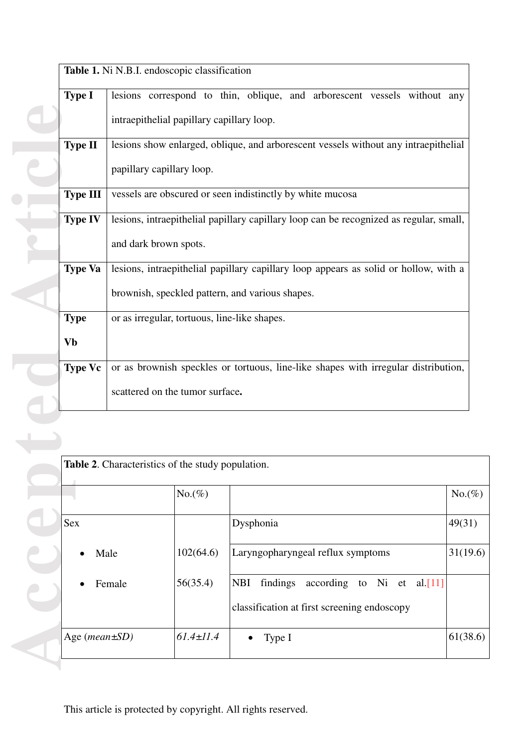| **Table 1.** Ni N.B.I. endoscopic classification | |
|---|---|
| **Type I** | lesions correspond to thin, oblique, and arborescent vessels without any intraepithelial papillary capillary loop. |
| **Type II** | lesions show enlarged, oblique, and arborescent vessels without any intraepithelial papillary capillary loop. |
| **Type III** | vessels are obscured or seen indistinctly by white mucosa |
| **Type IV** | lesions, intraepithelial papillary capillary loop can be recognized as regular, small, and dark brown spots. |
| **Type Va** | lesions, intraepithelial papillary capillary loop appears as solid or hollow, with a brownish, speckled pattern, and various shapes. |
| **Type Vb** | or as irregular, tortuous, line-like shapes. |
| **Type Vc** | or as brownish speckles or tortuous, line-like shapes with irregular distribution, scattered on the tumor surface**.** |

| **Table 2**. Characteristics of the study population. | | | |
|---|---|---|---|
| | No.(%) | | No.(%) |
| Sex | | Dysphonia | 49(31) |
| • Male | 102(64.6) | Laryngopharyngeal reflux symptoms | 31(19.6) |
| • Female | 56(35.4) | NBI findings according to Ni et al.[11] classification at first screening endoscopy | |
| Age (*mean±SD*) | *61.4±11.4* | • Type I | 61(38.6) |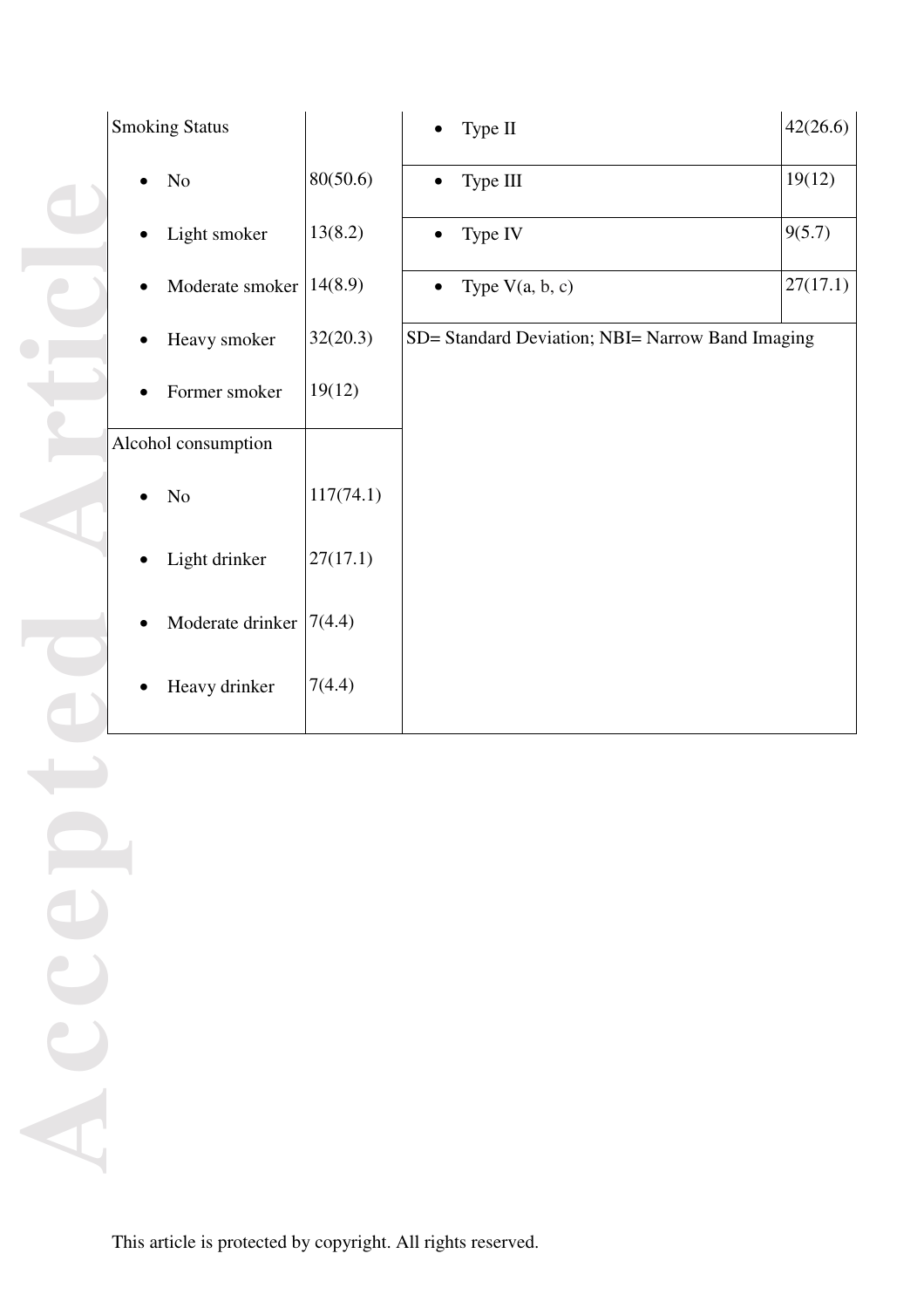| Smoking Status | | • Type II | 42(26.6) |
|---|---|---|---|
| • No | 80(50.6) | • Type III | 19(12) |
| • Light smoker | 13(8.2) | • Type IV | 9(5.7) |
| • Moderate smoker | 14(8.9) | • Type V(a, b, c) | 27(17.1) |
| • Heavy smoker | 32(20.3) | SD= Standard Deviation; NBI= Narrow Band Imaging | |
| • Former smoker | 19(12) | | |
| Alcohol consumption | | | |
| • No | 117(74.1) | | |
| • Light drinker | 27(17.1) | | |
| • Moderate drinker | 7(4.4) | | |
| • Heavy drinker | 7(4.4) | | |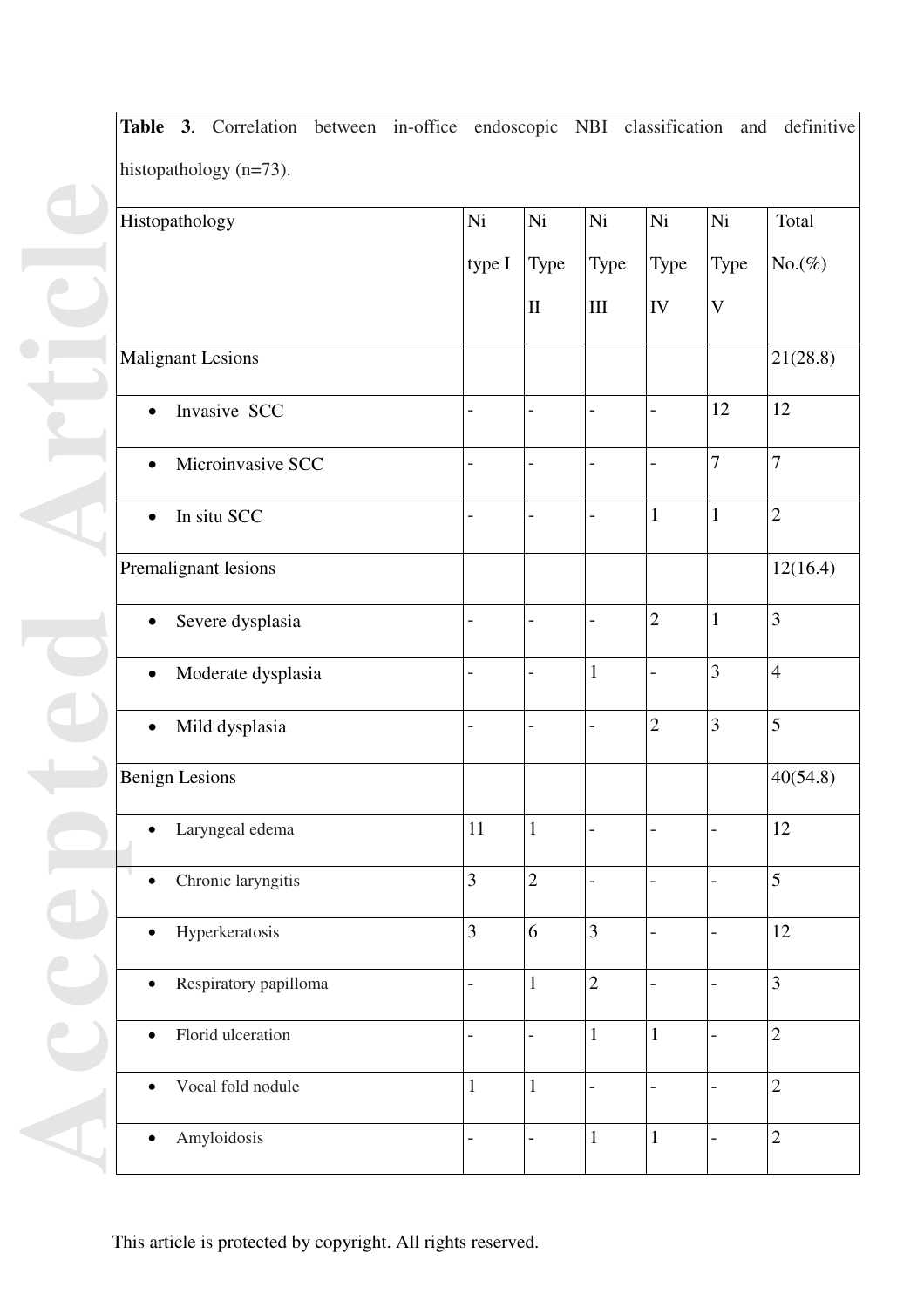**Table 3**. Correlation between in-office endoscopic NBI classification and definitive histopathology (n=73).

| Histopathology | Ni type I | Ni Type II | Ni Type III | Ni Type IV | Ni Type V | Total No.(%) |
|---|---|---|---|---|---|---|
| Malignant Lesions | | | | | | 21(28.8) |
| • Invasive SCC | - | - | - | - | 12 | 12 |
| • Microinvasive SCC | - | - | - | - | 7 | 7 |
| • In situ SCC | - | - | - | 1 | 1 | 2 |
| Premalignant lesions | | | | | | 12(16.4) |
| • Severe dysplasia | - | - | - | 2 | 1 | 3 |
| • Moderate dysplasia | - | - | 1 | - | 3 | 4 |
| • Mild dysplasia | - | - | - | 2 | 3 | 5 |
| Benign Lesions | | | | | | 40(54.8) |
| • Laryngeal edema | 11 | 1 | - | - | - | 12 |
| • Chronic laryngitis | 3 | 2 | - | - | - | 5 |
| • Hyperkeratosis | 3 | 6 | 3 | - | - | 12 |
| • Respiratory papilloma | - | 1 | 2 | - | - | 3 |
| • Florid ulceration | - | - | 1 | 1 | - | 2 |
| • Vocal fold nodule | 1 | 1 | - | - | - | 2 |
| • Amyloidosis | - | - | 1 | 1 | - | 2 |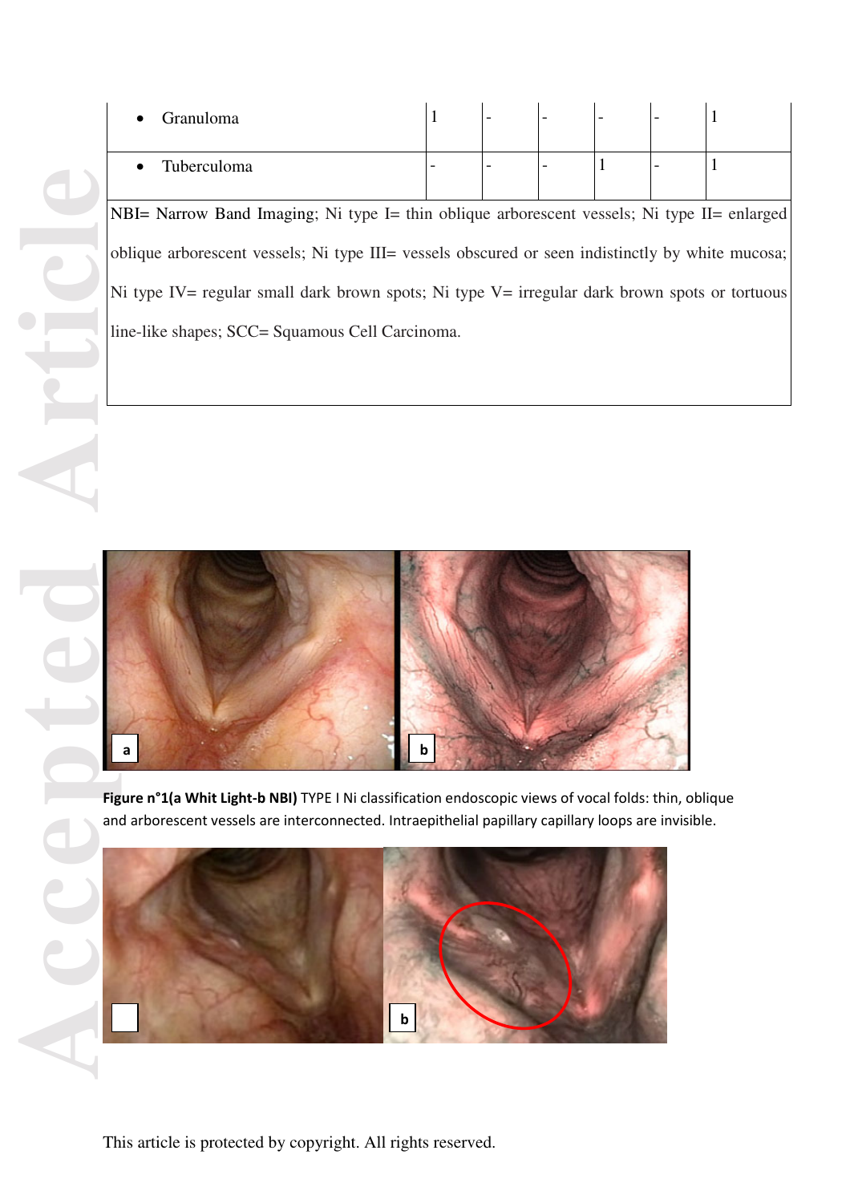| | | | | | | |
|---|---|---|---|---|---|---|
| • Granuloma | 1 | - | - | - | - | 1 |
| • Tuberculoma | - | - | - | 1 | - | 1 |

NBI= Narrow Band Imaging; Ni type I= thin oblique arborescent vessels; Ni type II= enlarged oblique arborescent vessels; Ni type III= vessels obscured or seen indistinctly by white mucosa; Ni type IV= regular small dark brown spots; Ni type V= irregular dark brown spots or tortuous line-like shapes; SCC= Squamous Cell Carcinoma.

**Figure n°1(a Whit Light-b NBI)** TYPE I Ni classification endoscopic views of vocal folds: thin, oblique and arborescent vessels are interconnected. Intraepithelial papillary capillary loops are invisible.

This article is protected by copyright. All rights reserved.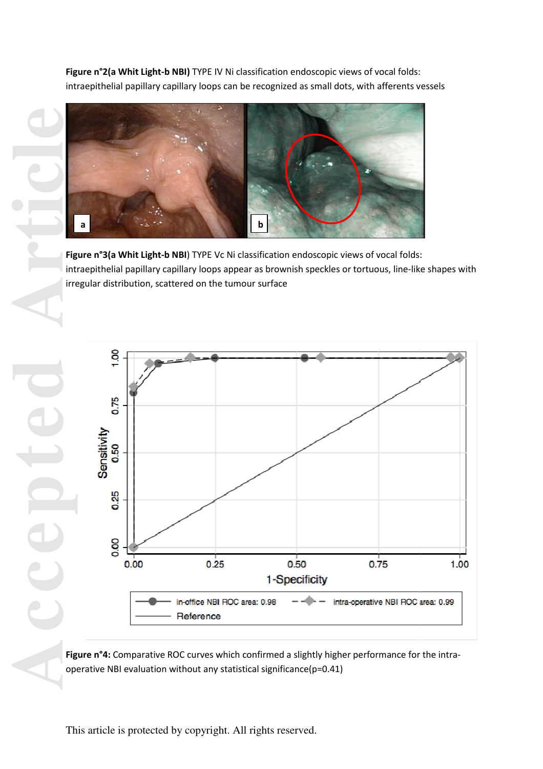**Figure n°2(a Whit Light-b NBI)** TYPE IV Ni classification endoscopic views of vocal folds: intraepithelial papillary capillary loops can be recognized as small dots, with afferents vessels

a

b

**Figure n°3(a Whit Light-b NBI**) TYPE Vc Ni classification endoscopic views of vocal folds: intraepithelial papillary capillary loops appear as brownish speckles or tortuous, line-like shapes with irregular distribution, scattered on the tumour surface

Sensitivity

0.00 0.25 0.50 0.75 1.00

1-Specificity

0.00 0.25 0.50 0.75 1.00

in-office NBI ROC area: 0.98

intra-operative NBI ROC area: 0.99

Reference

**Figure n°4:** Comparative ROC curves which confirmed a slightly higher performance for the intra-operative NBI evaluation without any statistical significance(p=0.41)